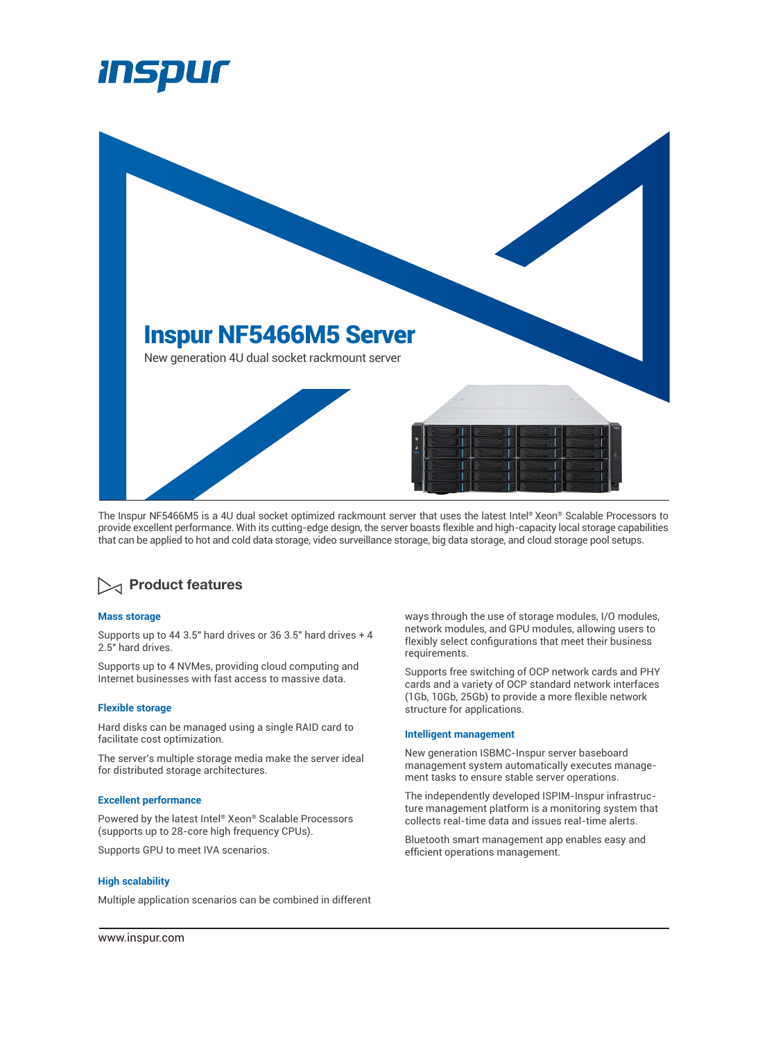# Inspur NF5466M5 Server

New generation 4U dual socket rackmount server

The Inspur NF5466M5 is a 4U dual socket optimized rackmount server that uses the latest Intel® Xeon® Scalable Processors to provide excellent performance. With its cutting-edge design, the server boasts flexible and high-capacity local storage capabilities that can be applied to hot and cold data storage, video surveillance storage, big data storage, and cloud storage pool setups.

## Product features

### Mass storage

Supports up to 44 3.5" hard drives or 36 3.5" hard drives + 4 2.5" hard drives.

Supports up to 4 NVMes, providing cloud computing and Internet businesses with fast access to massive data.

### Flexible storage

Hard disks can be managed using a single RAID card to facilitate cost optimization.

The server's multiple storage media make the server ideal for distributed storage architectures.

### Excellent performance

Powered by the latest Intel® Xeon® Scalable Processors (supports up to 28-core high frequency CPUs).

Supports GPU to meet IVA scenarios.

### High scalability

Multiple application scenarios can be combined in different ways through the use of storage modules, I/O modules, network modules, and GPU modules, allowing users to flexibly select configurations that meet their business requirements.

Supports free switching of OCP network cards and PHY cards and a variety of OCP standard network interfaces (1Gb, 10Gb, 25Gb) to provide a more flexible network structure for applications.

### Intelligent management

New generation ISBMC-Inspur server baseboard management system automatically executes management tasks to ensure stable server operations.

The independently developed ISPIM-Inspur infrastructure management platform is a monitoring system that collects real-time data and issues real-time alerts.

Bluetooth smart management app enables easy and efficient operations management.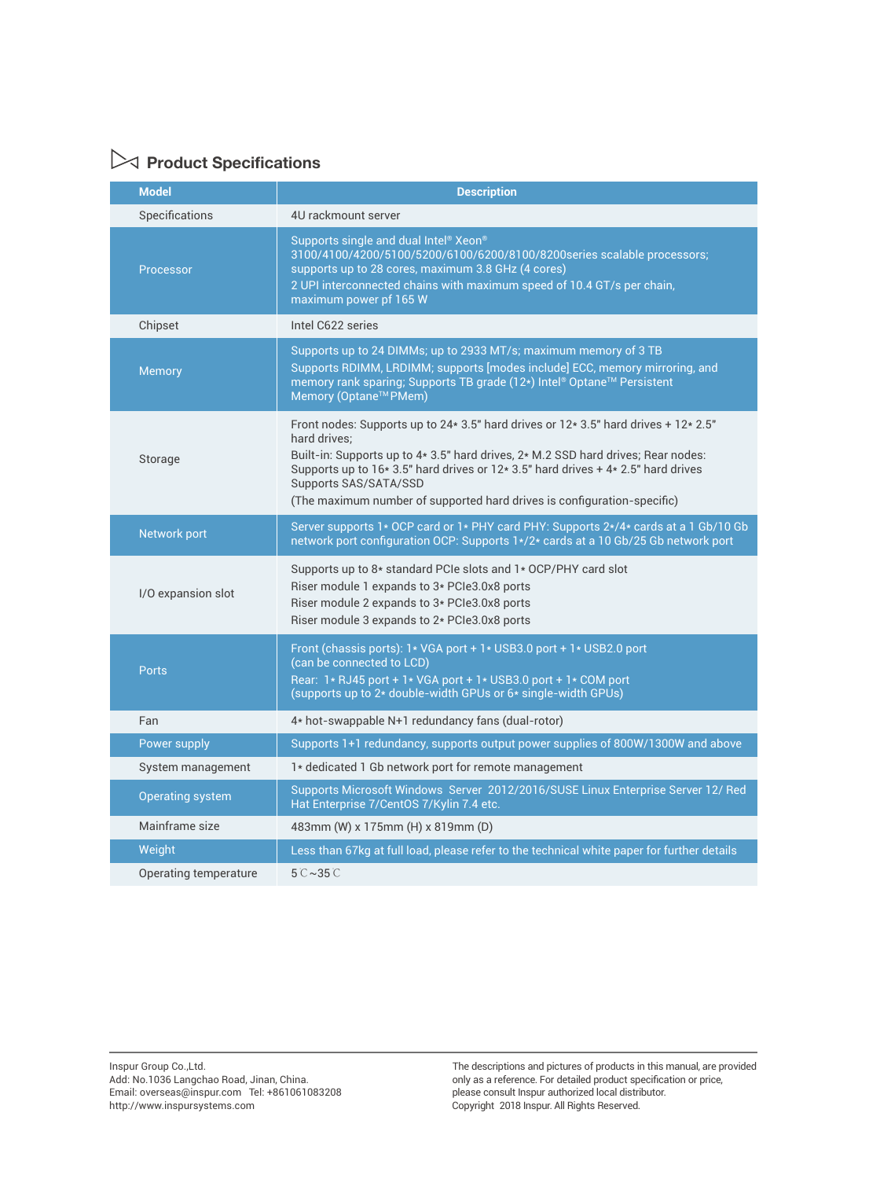## Product Specifications

| Model | Description |
|---|---|
| Specifications | 4U rackmount server |
| Processor | Supports single and dual Intel® Xeon® 3100/4100/4200/5100/5200/6100/6200/8100/8200series scalable processors; supports up to 28 cores, maximum 3.8 GHz (4 cores)<br>2 UPI interconnected chains with maximum speed of 10.4 GT/s per chain, maximum power pf 165 W |
| Chipset | Intel C622 series |
| Memory | Supports up to 24 DIMMs; up to 2933 MT/s; maximum memory of 3 TB<br>Supports RDIMM, LRDIMM; supports [modes include] ECC, memory mirroring, and memory rank sparing; Supports TB grade (12*) Intel® Optane™ Persistent Memory (Optane™ PMem) |
| Storage | Front nodes: Supports up to 24* 3.5" hard drives or 12* 3.5" hard drives + 12* 2.5" hard drives;<br>Built-in: Supports up to 4* 3.5" hard drives, 2* M.2 SSD hard drives; Rear nodes: Supports up to 16* 3.5" hard drives or 12* 3.5" hard drives + 4* 2.5" hard drives Supports SAS/SATA/SSD<br>(The maximum number of supported hard drives is configuration-specific) |
| Network port | Server supports 1* OCP card or 1* PHY card PHY: Supports 2*/4* cards at a 1 Gb/10 Gb network port configuration OCP: Supports 1*/2* cards at a 10 Gb/25 Gb network port |
| I/O expansion slot | Supports up to 8* standard PCIe slots and 1* OCP/PHY card slot<br>Riser module 1 expands to 3* PCIe3.0x8 ports<br>Riser module 2 expands to 3* PCIe3.0x8 ports<br>Riser module 3 expands to 2* PCIe3.0x8 ports |
| Ports | Front (chassis ports): 1* VGA port + 1* USB3.0 port + 1* USB2.0 port (can be connected to LCD)<br>Rear: 1* RJ45 port + 1* VGA port + 1* USB3.0 port + 1* COM port (supports up to 2* double-width GPUs or 6* single-width GPUs) |
| Fan | 4* hot-swappable N+1 redundancy fans (dual-rotor) |
| Power supply | Supports 1+1 redundancy, supports output power supplies of 800W/1300W and above |
| System management | 1* dedicated 1 Gb network port for remote management |
| Operating system | Supports Microsoft Windows Server 2012/2016/SUSE Linux Enterprise Server 12/ Red Hat Enterprise 7/CentOS 7/Kylin 7.4 etc. |
| Mainframe size | 483mm (W) x 175mm (H) x 819mm (D) |
| Weight | Less than 67kg at full load, please refer to the technical white paper for further details |
| Operating temperature | 5℃~35℃ |

Inspur Group Co.,Ltd.
Add: No.1036 Langchao Road, Jinan, China.
Email: overseas@inspur.com Tel: +861061083208
http://www.inspursystems.com

The descriptions and pictures of products in this manual, are provided only as a reference. For detailed product specification or price, please consult Inspur authorized local distributor.
Copyright 2018 Inspur. All Rights Reserved.